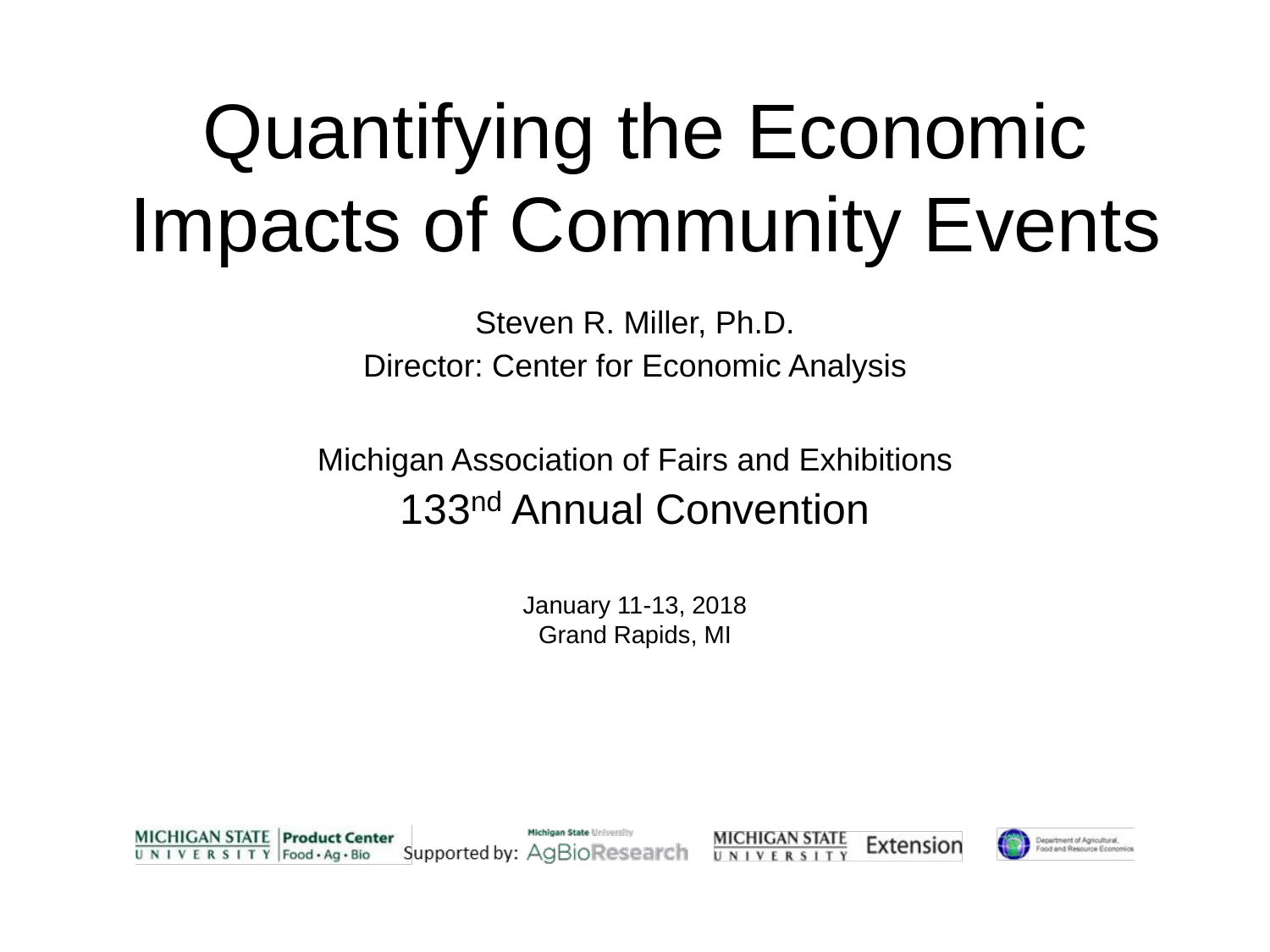# Quantifying the Economic Impacts of Community Events

Steven R. Miller, Ph.D.
Director: Center for Economic Analysis

Michigan Association of Fairs and Exhibitions
133nd Annual Convention

January 11-13, 2018
Grand Rapids, MI

MICHIGAN STATE UNIVERSITY Product Center Food • Ag • Bio Supported by: Michigan State University AgBioResearch MICHIGAN STATE UNIVERSITY Extension Department of Agricultural, Food and Resource Economics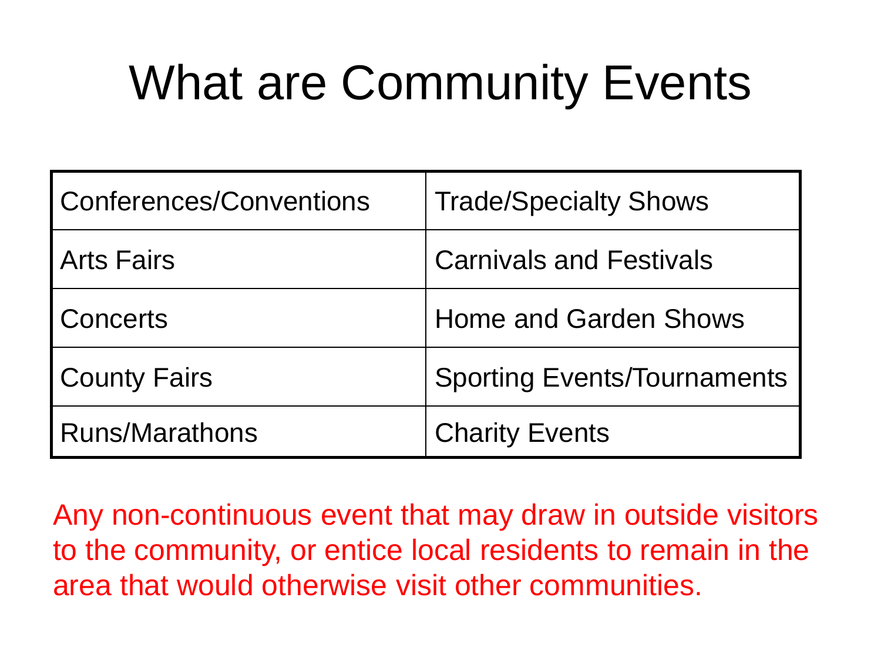# What are Community Events

| Conferences/Conventions | Trade/Specialty Shows |
|---|---|
| Arts Fairs | Carnivals and Festivals |
| Concerts | Home and Garden Shows |
| County Fairs | Sporting Events/Tournaments |
| Runs/Marathons | Charity Events |

Any non-continuous event that may draw in outside visitors to the community, or entice local residents to remain in the area that would otherwise visit other communities.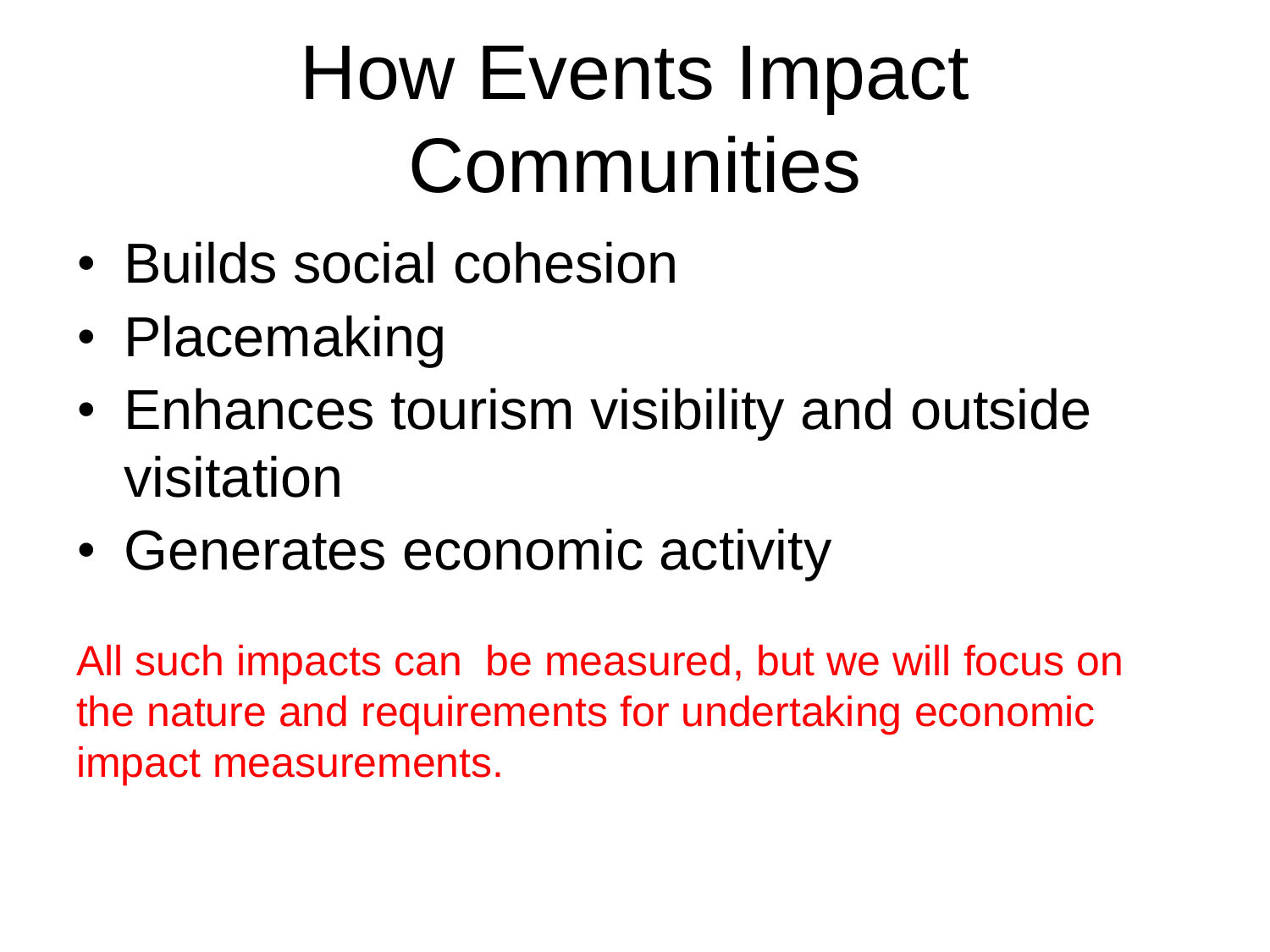# How Events Impact Communities

- Builds social cohesion
- Placemaking
- Enhances tourism visibility and outside visitation
- Generates economic activity

All such impacts can be measured, but we will focus on the nature and requirements for undertaking economic impact measurements.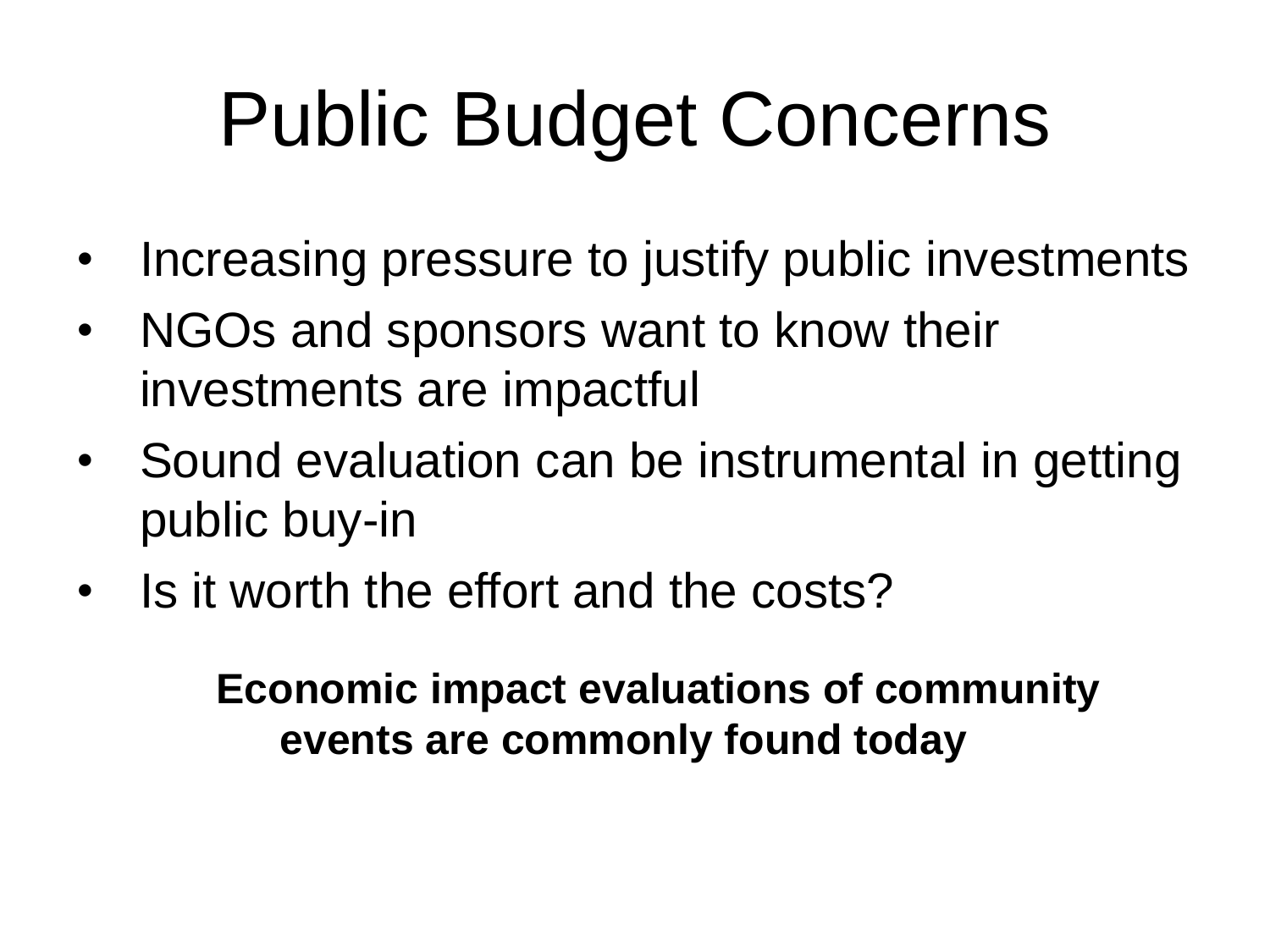# Public Budget Concerns

- Increasing pressure to justify public investments
- NGOs and sponsors want to know their investments are impactful
- Sound evaluation can be instrumental in getting public buy-in
- Is it worth the effort and the costs?

**Economic impact evaluations of community events are commonly found today**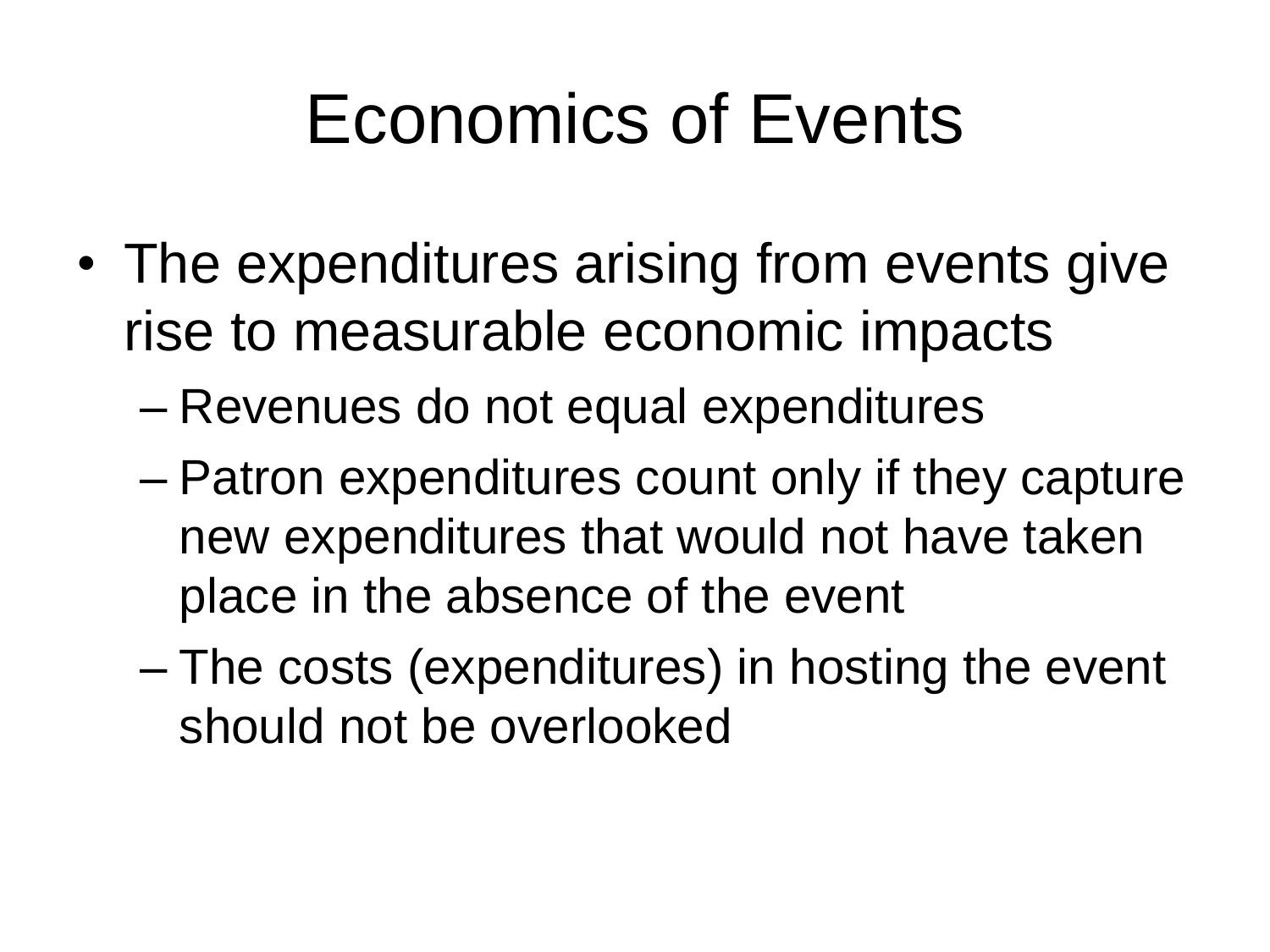# Economics of Events

- The expenditures arising from events give rise to measurable economic impacts
  - Revenues do not equal expenditures
  - Patron expenditures count only if they capture new expenditures that would not have taken place in the absence of the event
  - The costs (expenditures) in hosting the event should not be overlooked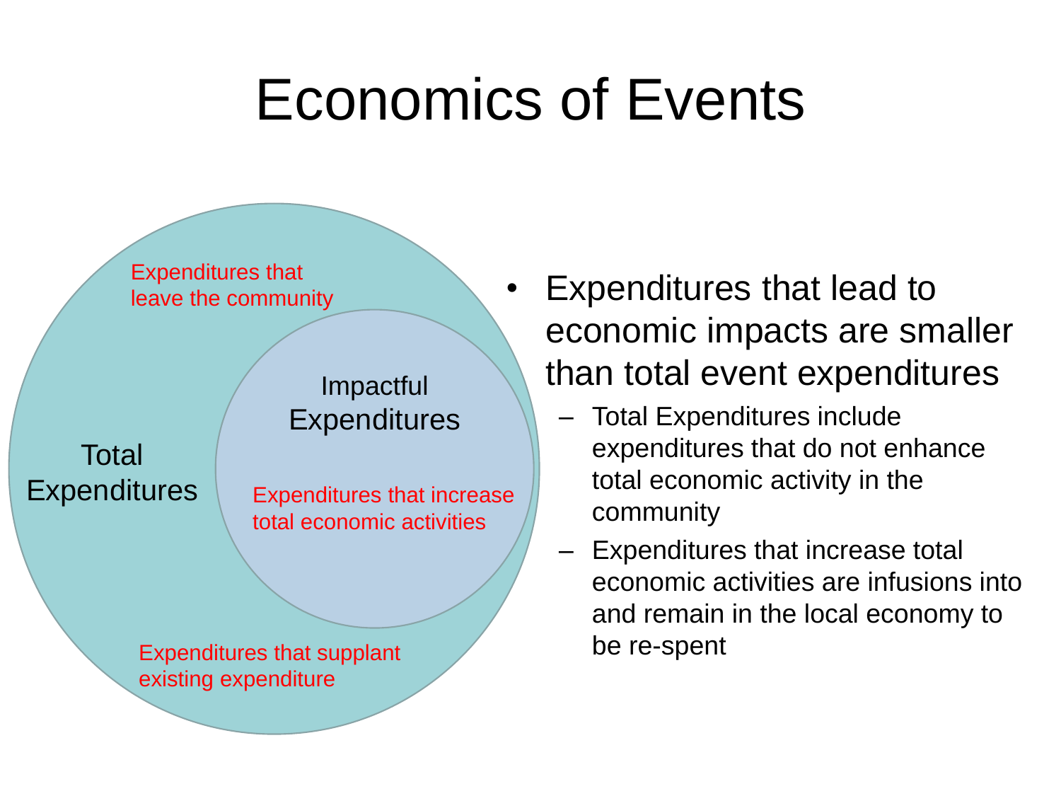# Economics of Events

Expenditures that leave the community

Impactful Expenditures

Total Expenditures

Expenditures that increase total economic activities

Expenditures that supplant existing expenditure

- Expenditures that lead to economic impacts are smaller than total event expenditures
  - Total Expenditures include expenditures that do not enhance total economic activity in the community
  - Expenditures that increase total economic activities are infusions into and remain in the local economy to be re-spent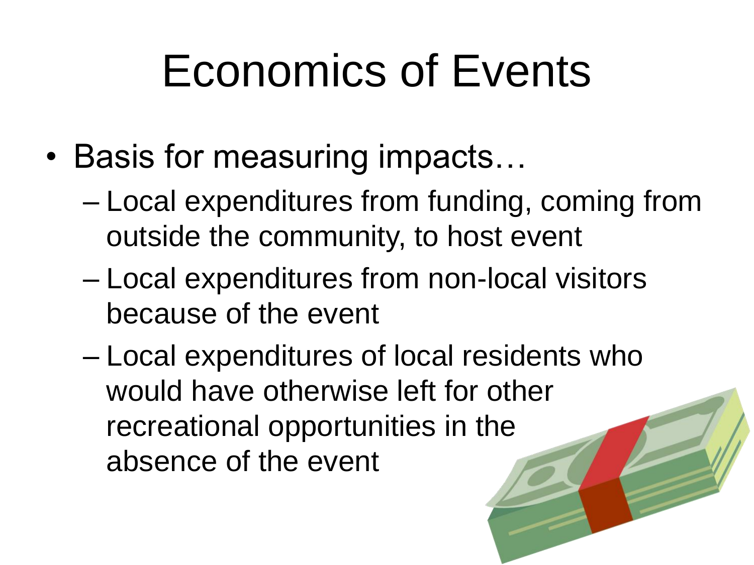# Economics of Events

- Basis for measuring impacts…
  - Local expenditures from funding, coming from outside the community, to host event
  - Local expenditures from non-local visitors because of the event
  - Local expenditures of local residents who would have otherwise left for other recreational opportunities in the absence of the event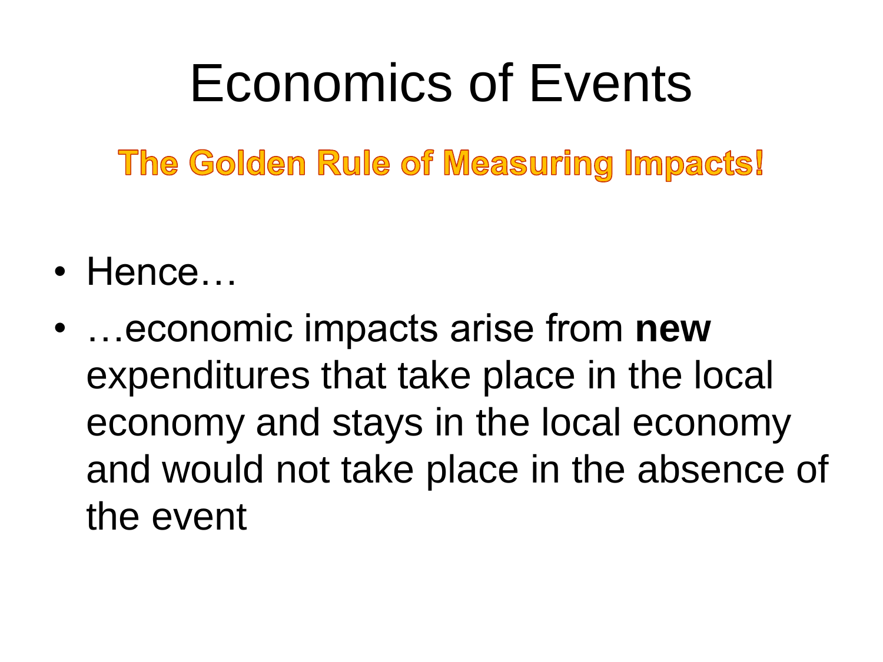# Economics of Events

## The Golden Rule of Measuring Impacts!

- Hence…
- …economic impacts arise from **new** expenditures that take place in the local economy and stays in the local economy and would not take place in the absence of the event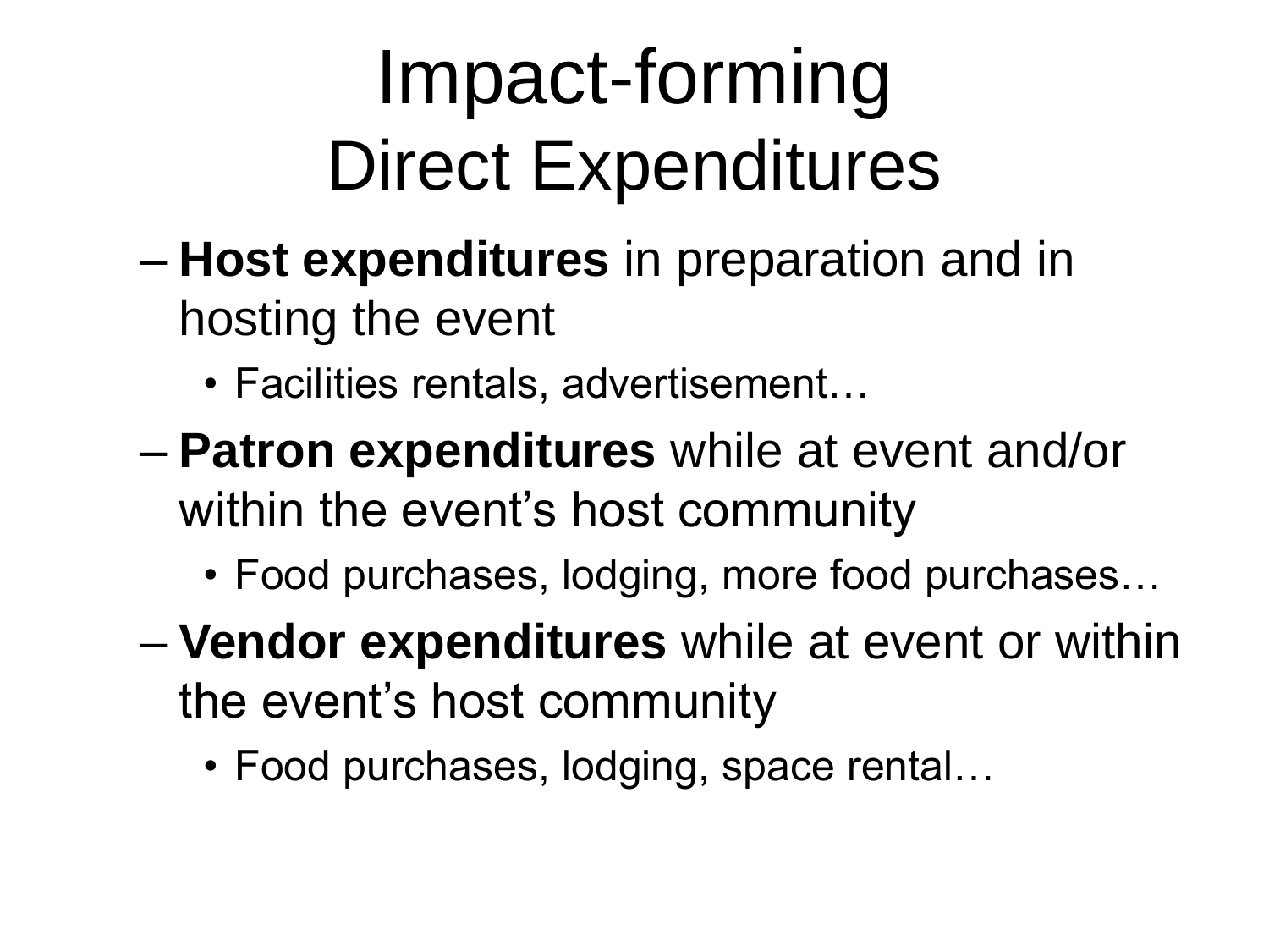# Impact-forming
## Direct Expenditures

- **Host expenditures** in preparation and in hosting the event
  - Facilities rentals, advertisement…
- **Patron expenditures** while at event and/or within the event's host community
  - Food purchases, lodging, more food purchases…
- **Vendor expenditures** while at event or within the event's host community
  - Food purchases, lodging, space rental…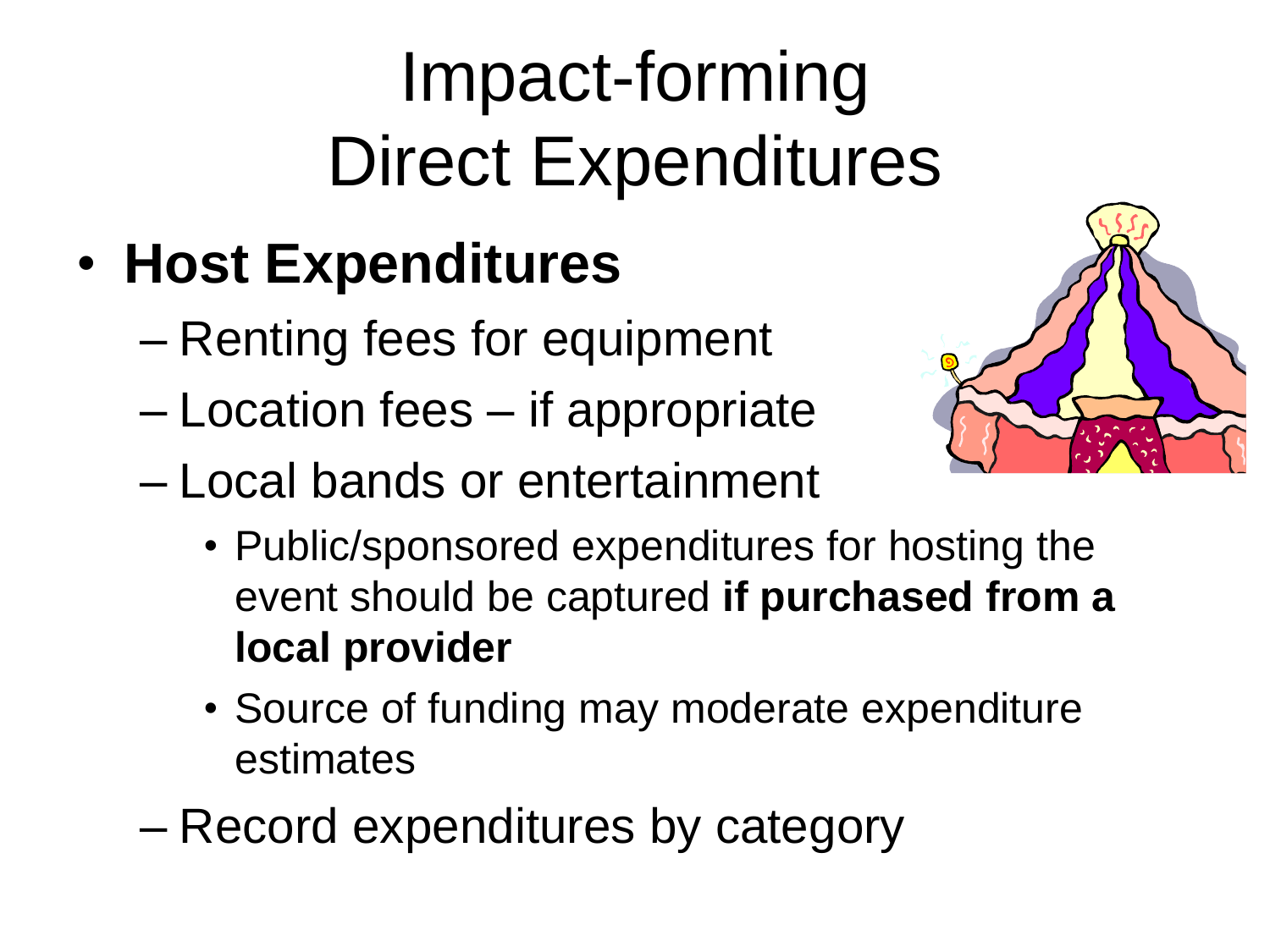# Impact-forming Direct Expenditures

- **Host Expenditures**
  - Renting fees for equipment
  - Location fees – if appropriate
  - Local bands or entertainment
    - Public/sponsored expenditures for hosting the event should be captured **if purchased from a local provider**
    - Source of funding may moderate expenditure estimates
  - Record expenditures by category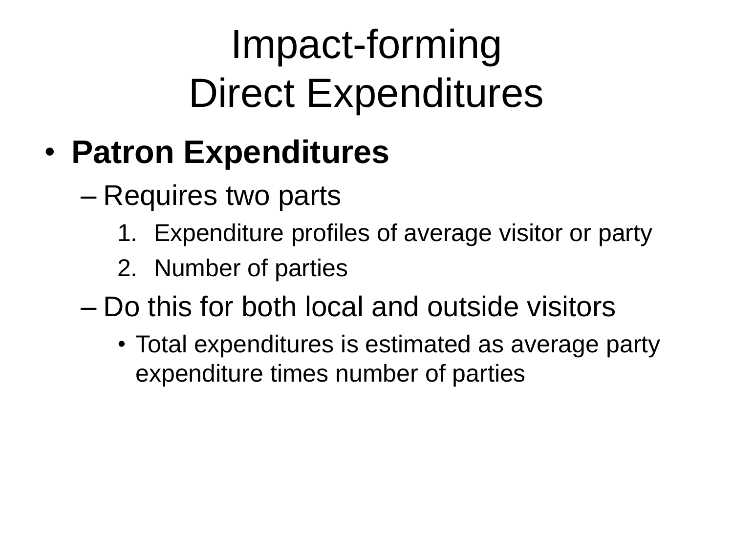# Impact-forming Direct Expenditures

- **Patron Expenditures**
  - Requires two parts
    1. Expenditure profiles of average visitor or party
    2. Number of parties
  - Do this for both local and outside visitors
    - Total expenditures is estimated as average party expenditure times number of parties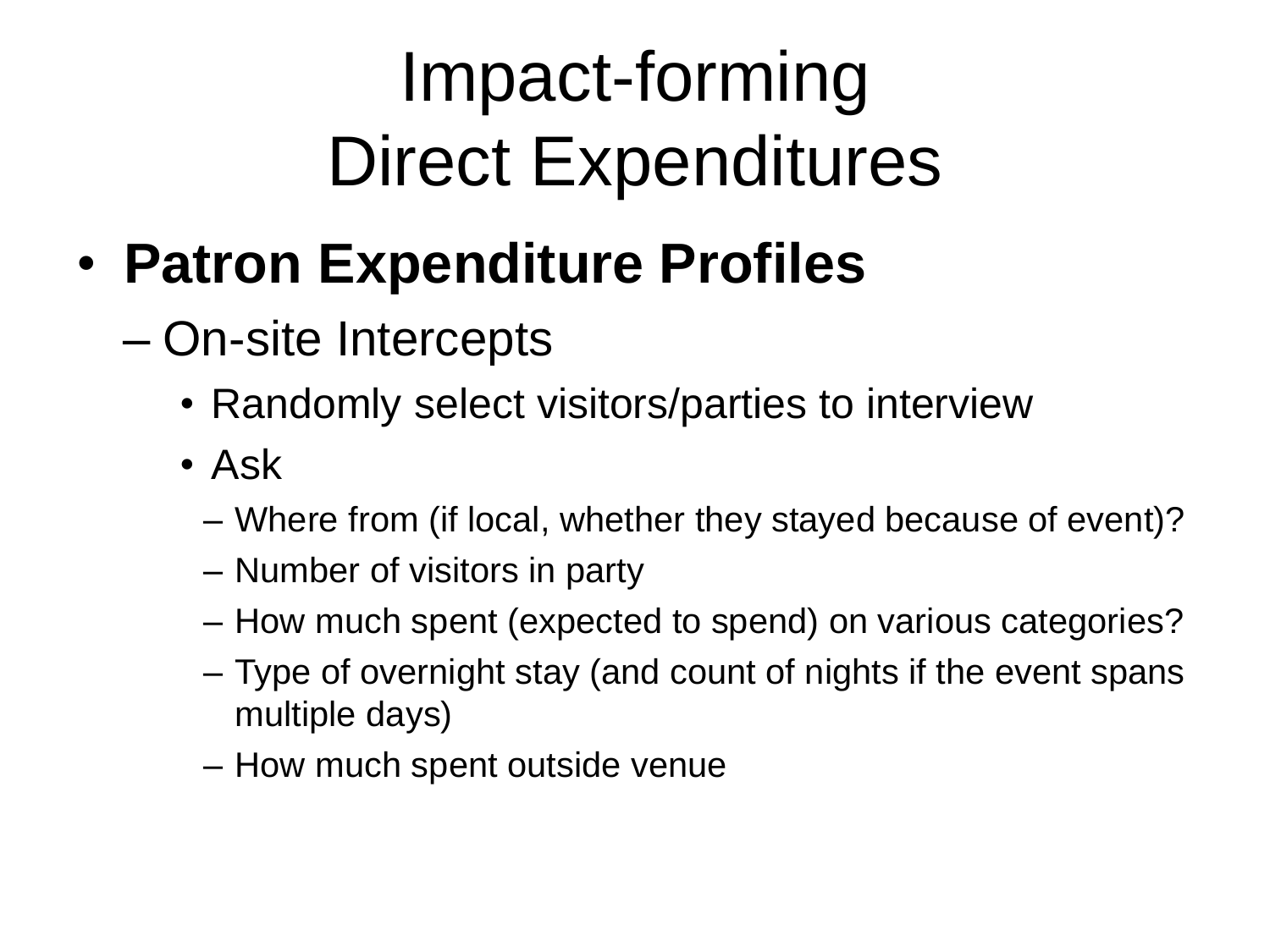# Impact-forming Direct Expenditures

- **Patron Expenditure Profiles**
  - On-site Intercepts
    - Randomly select visitors/parties to interview
    - Ask
      - Where from (if local, whether they stayed because of event)?
      - Number of visitors in party
      - How much spent (expected to spend) on various categories?
      - Type of overnight stay (and count of nights if the event spans multiple days)
      - How much spent outside venue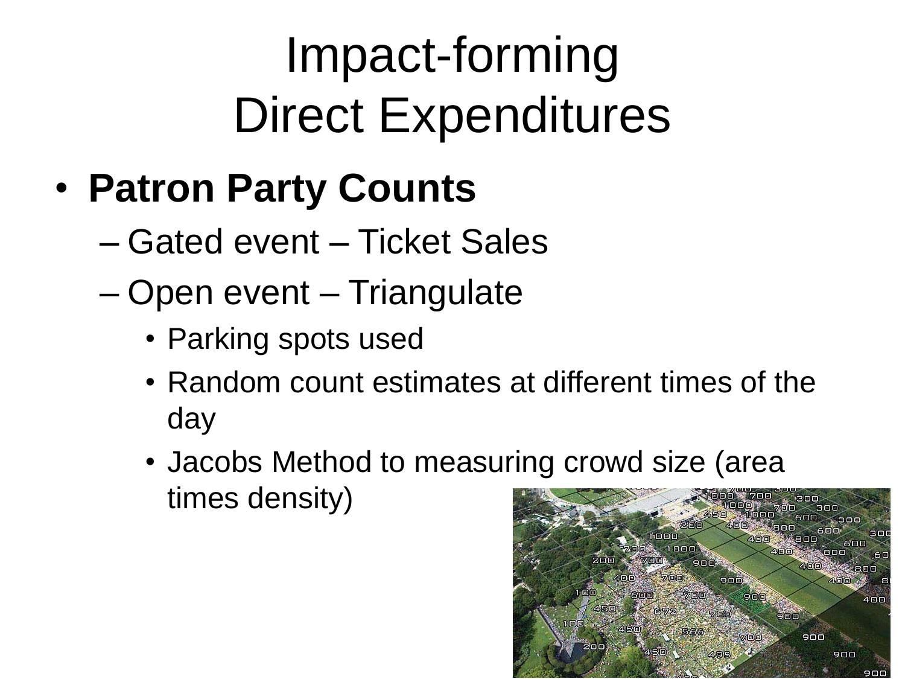# Impact-forming Direct Expenditures

- **Patron Party Counts**
  - Gated event – Ticket Sales
  - Open event – Triangulate
    - Parking spots used
    - Random count estimates at different times of the day
    - Jacobs Method to measuring crowd size (area times density)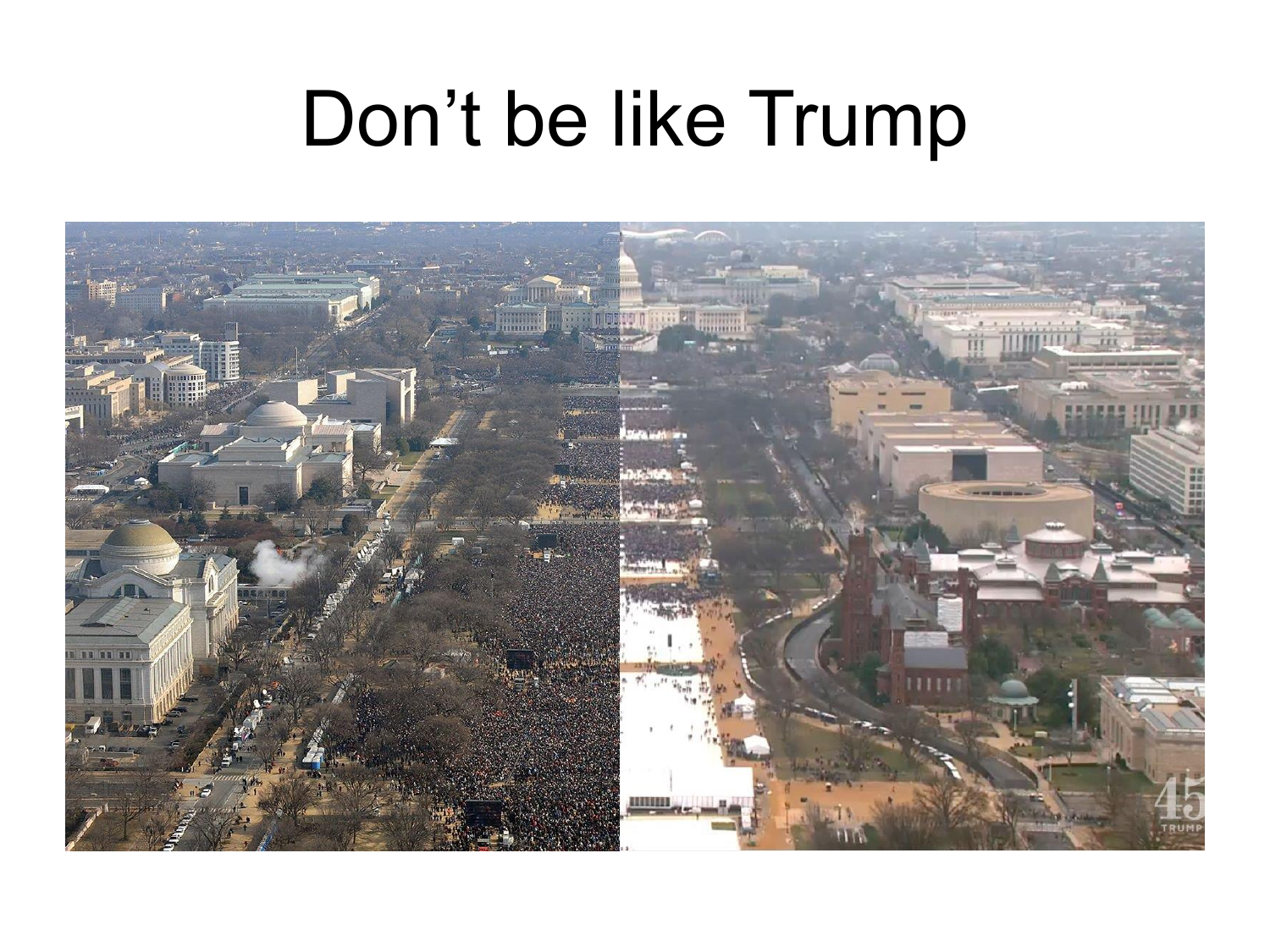# Don’t be like Trump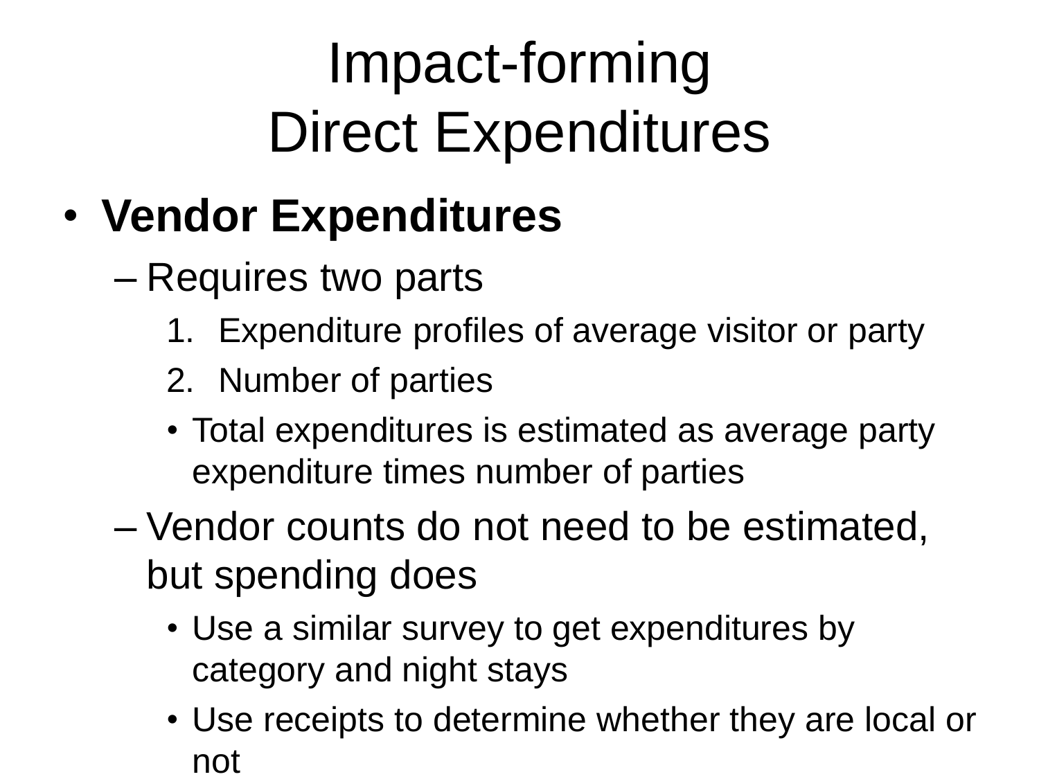# Impact-forming Direct Expenditures

- **Vendor Expenditures**
  - Requires two parts
    1. Expenditure profiles of average visitor or party
    2. Number of parties
    - Total expenditures is estimated as average party expenditure times number of parties
  - Vendor counts do not need to be estimated, but spending does
    - Use a similar survey to get expenditures by category and night stays
    - Use receipts to determine whether they are local or not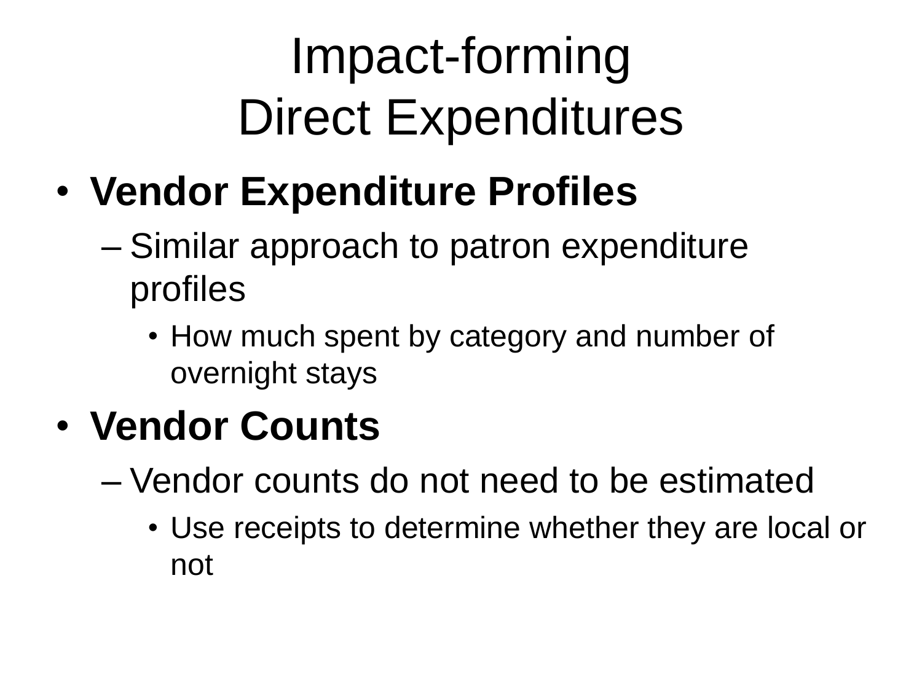# Impact-forming
# Direct Expenditures

- **Vendor Expenditure Profiles**
  - Similar approach to patron expenditure profiles
    - How much spent by category and number of overnight stays
- **Vendor Counts**
  - Vendor counts do not need to be estimated
    - Use receipts to determine whether they are local or not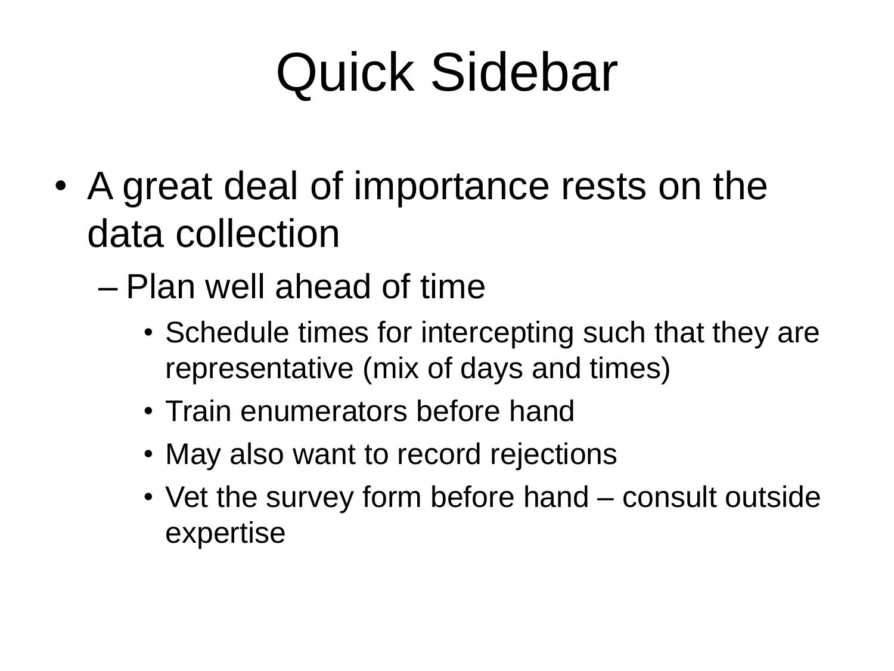# Quick Sidebar

- A great deal of importance rests on the data collection
  - Plan well ahead of time
    - Schedule times for intercepting such that they are representative (mix of days and times)
    - Train enumerators before hand
    - May also want to record rejections
    - Vet the survey form before hand – consult outside expertise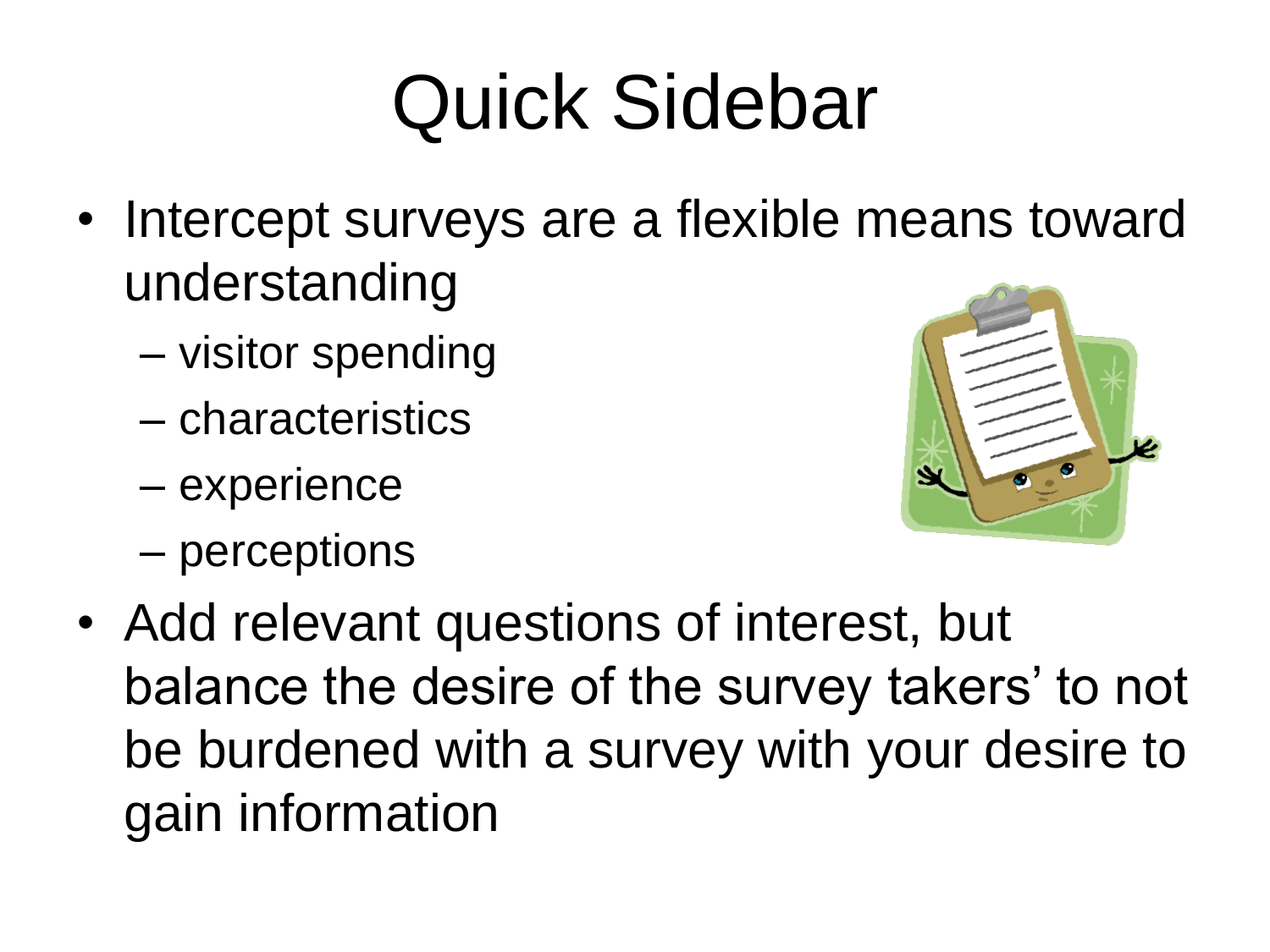# Quick Sidebar

- Intercept surveys are a flexible means toward understanding
  - visitor spending
  - characteristics
  - experience
  - perceptions
- Add relevant questions of interest, but balance the desire of the survey takers' to not be burdened with a survey with your desire to gain information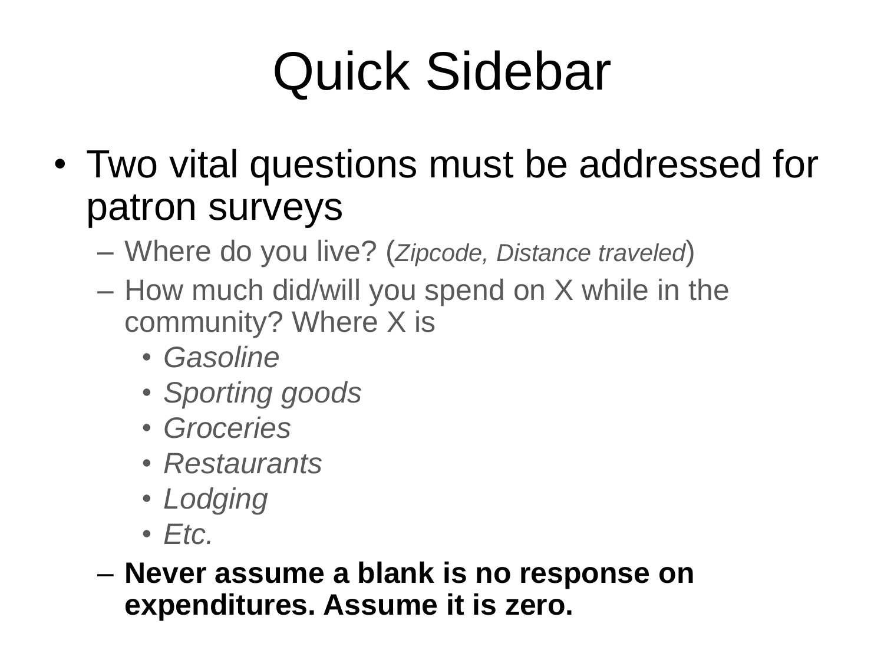# Quick Sidebar

- Two vital questions must be addressed for patron surveys
  - Where do you live? (*Zipcode, Distance traveled*)
  - How much did/will you spend on X while in the community? Where X is
    - *Gasoline*
    - *Sporting goods*
    - *Groceries*
    - *Restaurants*
    - *Lodging*
    - *Etc.*
  - **Never assume a blank is no response on expenditures. Assume it is zero.**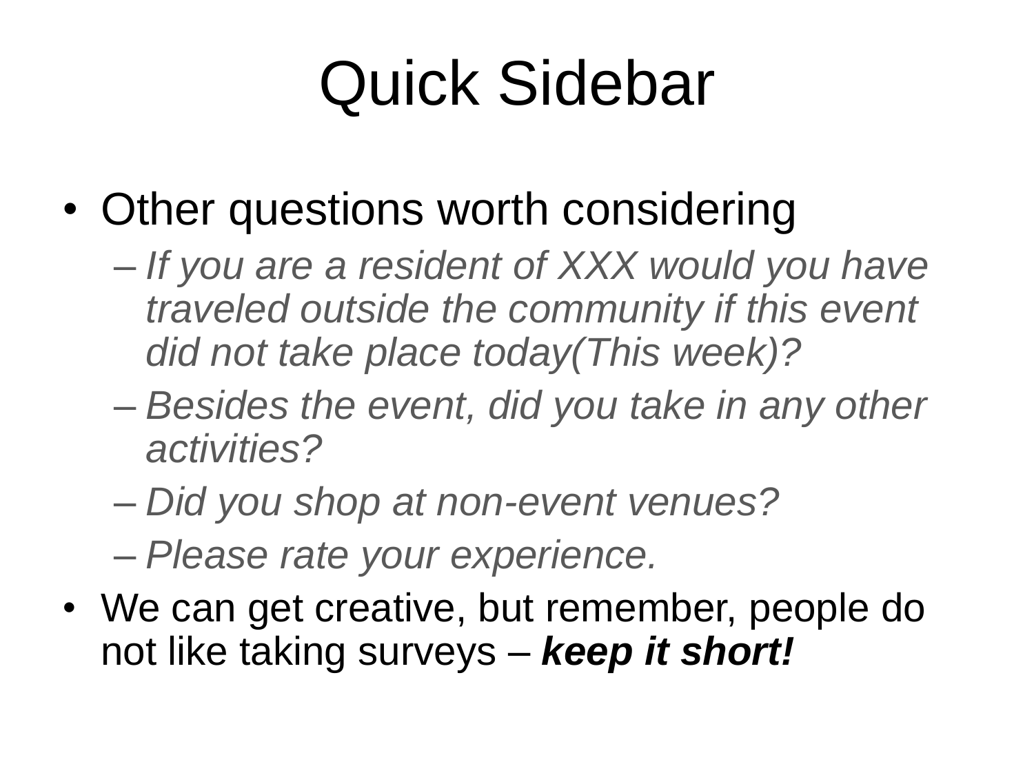# Quick Sidebar

- Other questions worth considering
  - *If you are a resident of XXX would you have traveled outside the community if this event did not take place today(This week)?*
  - *Besides the event, did you take in any other activities?*
  - *Did you shop at non-event venues?*
  - *Please rate your experience.*
- We can get creative, but remember, people do not like taking surveys – ***keep it short!***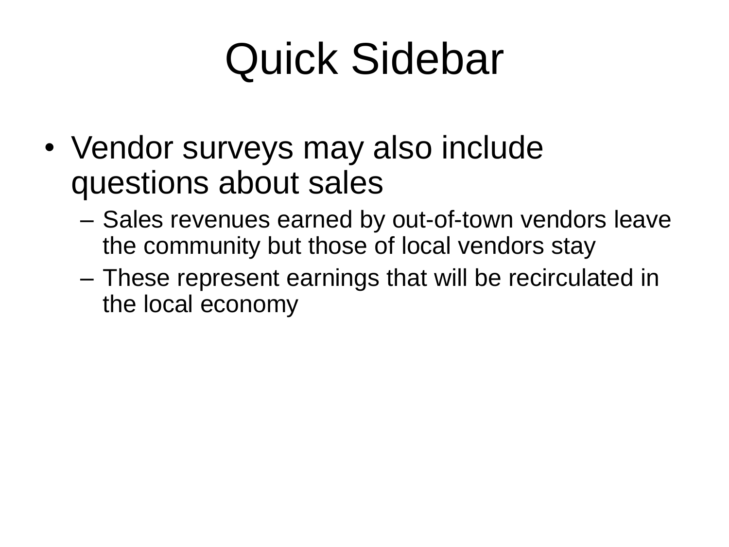# Quick Sidebar

- Vendor surveys may also include questions about sales
  - Sales revenues earned by out-of-town vendors leave the community but those of local vendors stay
  - These represent earnings that will be recirculated in the local economy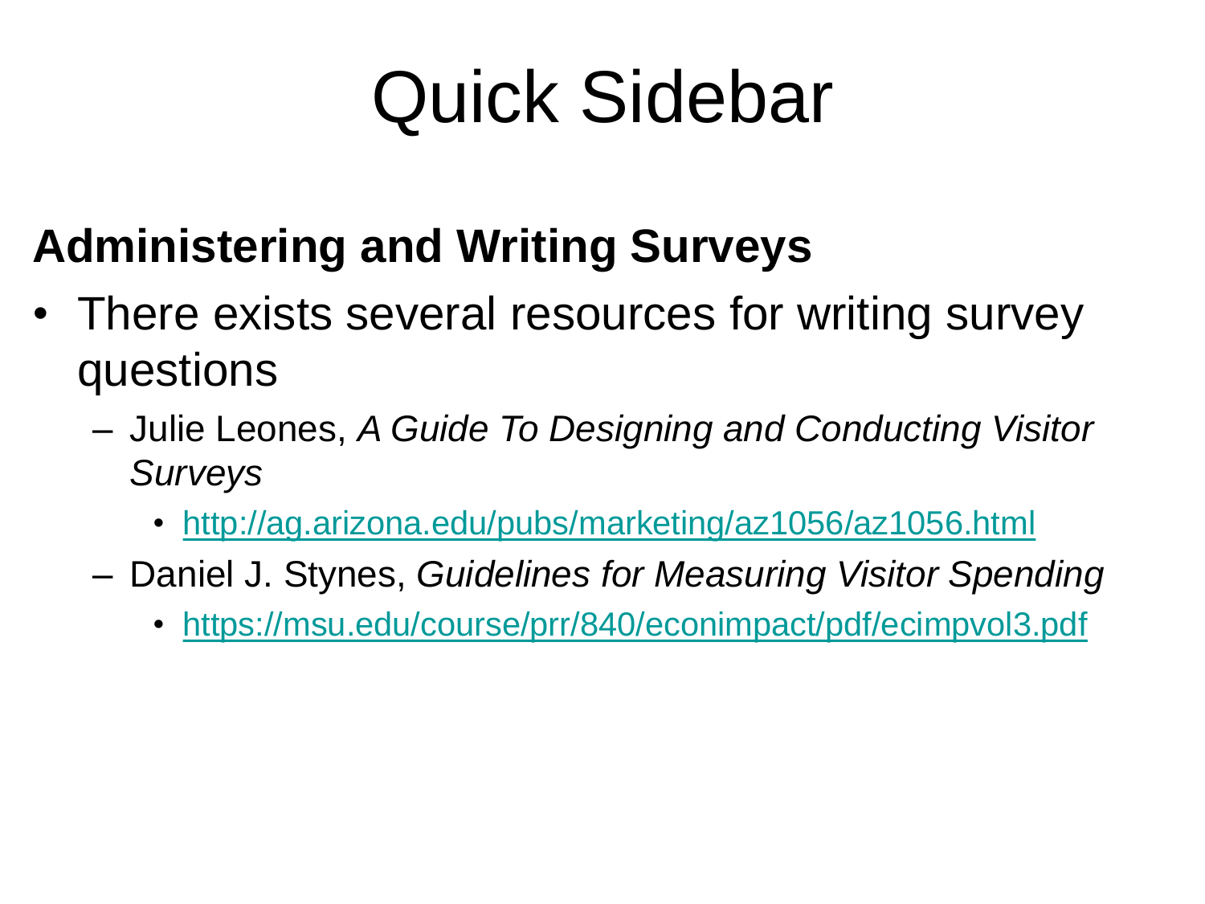# Quick Sidebar

**Administering and Writing Surveys**

- There exists several resources for writing survey questions
  - Julie Leones, *A Guide To Designing and Conducting Visitor Surveys*
    - http://ag.arizona.edu/pubs/marketing/az1056/az1056.html
  - Daniel J. Stynes, *Guidelines for Measuring Visitor Spending*
    - https://msu.edu/course/prr/840/econimpact/pdf/ecimpvol3.pdf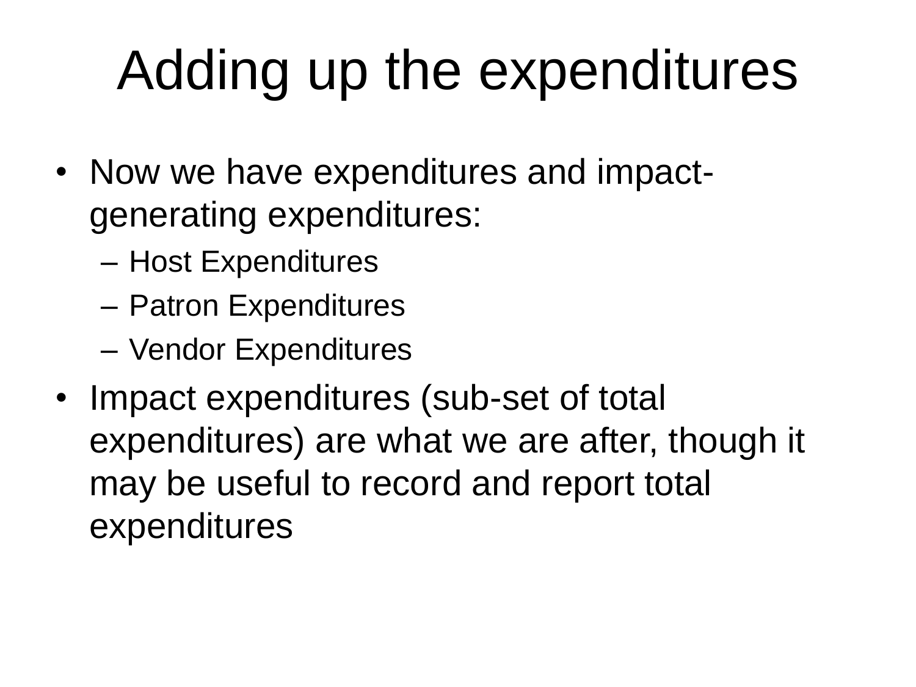# Adding up the expenditures

- Now we have expenditures and impact-generating expenditures:
  - Host Expenditures
  - Patron Expenditures
  - Vendor Expenditures
- Impact expenditures (sub-set of total expenditures) are what we are after, though it may be useful to record and report total expenditures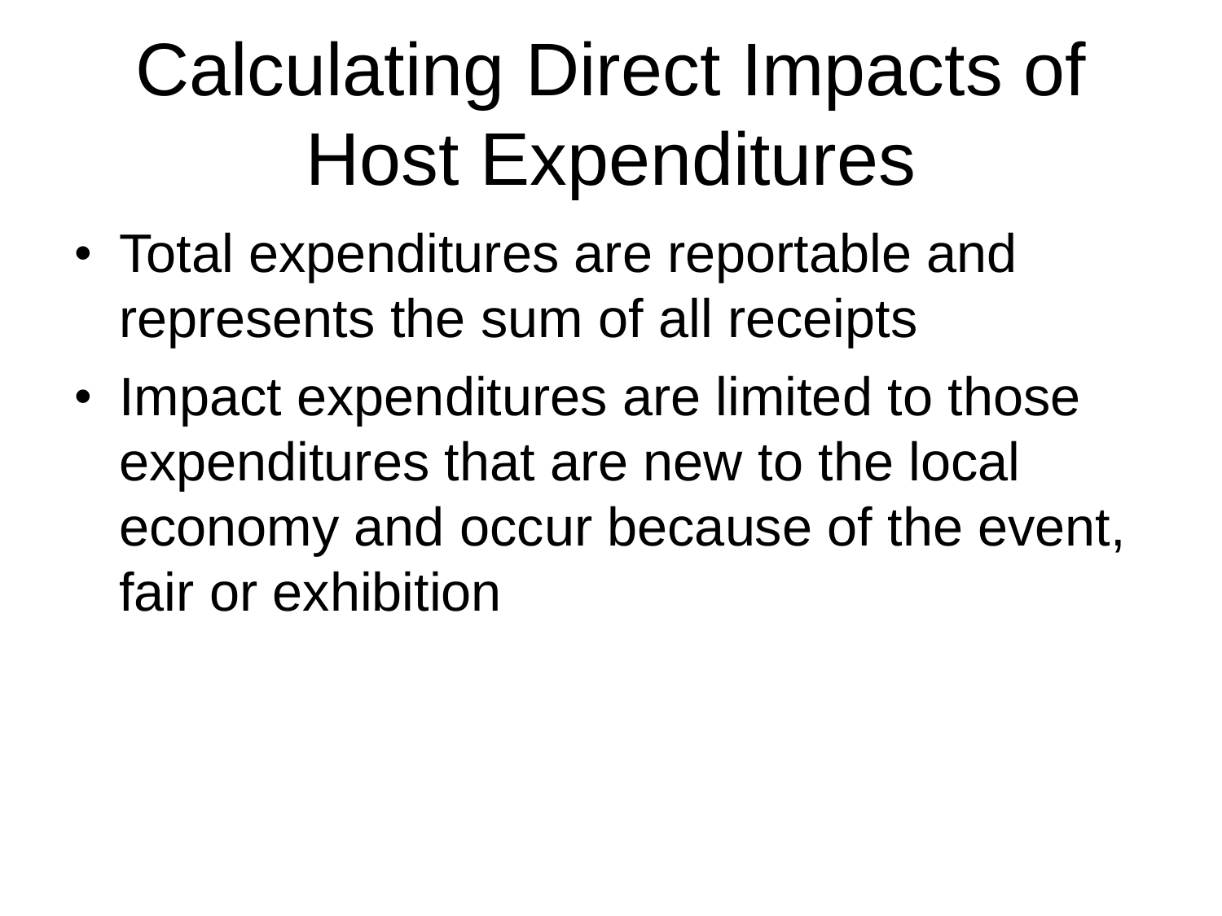# Calculating Direct Impacts of Host Expenditures

- Total expenditures are reportable and represents the sum of all receipts
- Impact expenditures are limited to those expenditures that are new to the local economy and occur because of the event, fair or exhibition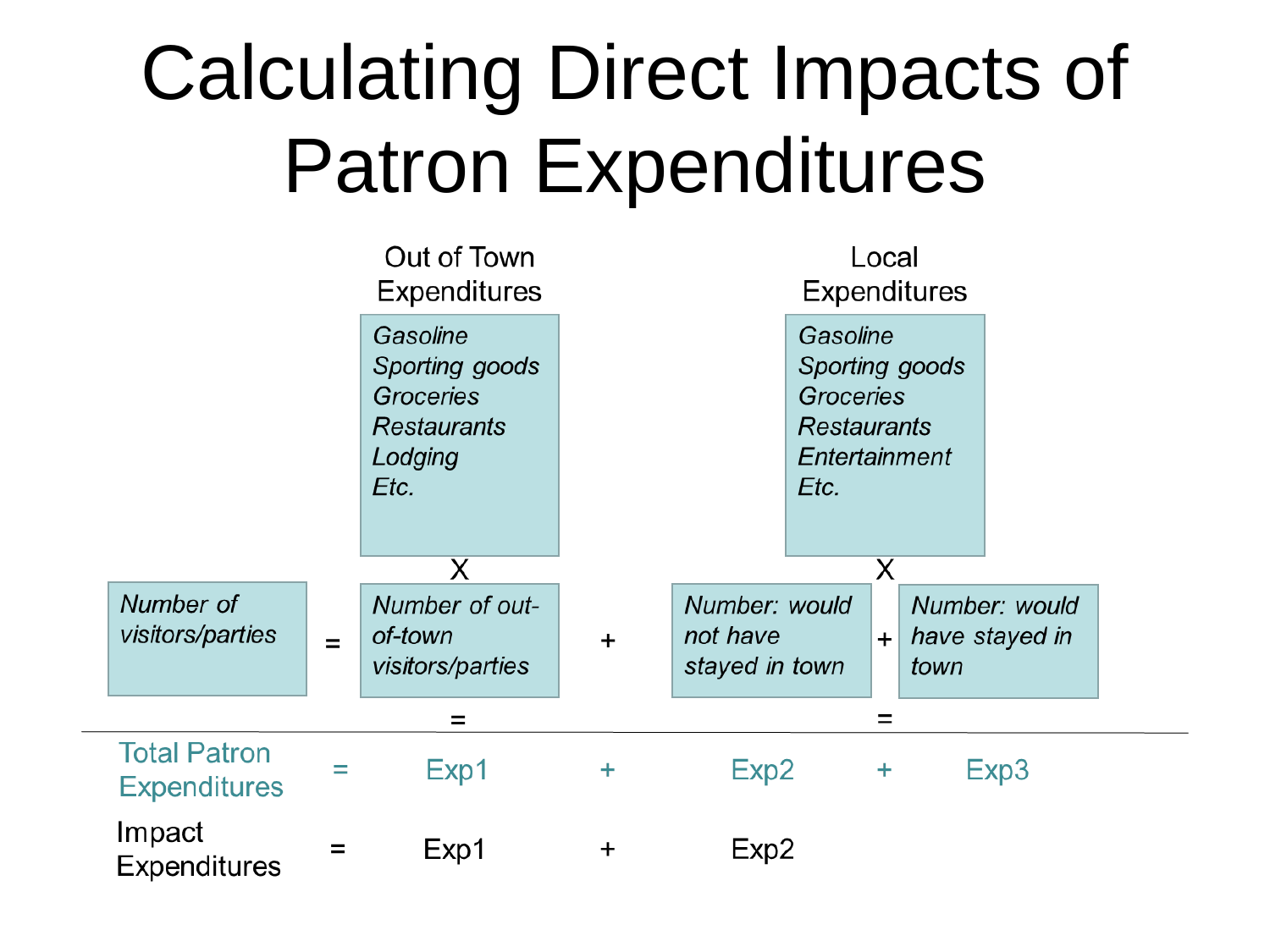# Calculating Direct Impacts of Patron Expenditures

| | | Out of Town Expenditures | | Local Expenditures | | |
|---|---|---|---|---|---|---|
| | | *Gasoline, Sporting goods, Groceries, Restaurants, Lodging, Etc.* | | *Gasoline, Sporting goods, Groceries, Restaurants, Entertainment, Etc.* | | |
| | | X | | X | | |
| *Number of visitors/parties* | = | *Number of out-of-town visitors/parties* | + | *Number: would not have stayed in town* | + | *Number: would have stayed in town* |
| | | = | | = | | |
| Total Patron Expenditures | = | Exp1 | + | Exp2 | + | Exp3 |
| Impact Expenditures | = | Exp1 | + | Exp2 | | |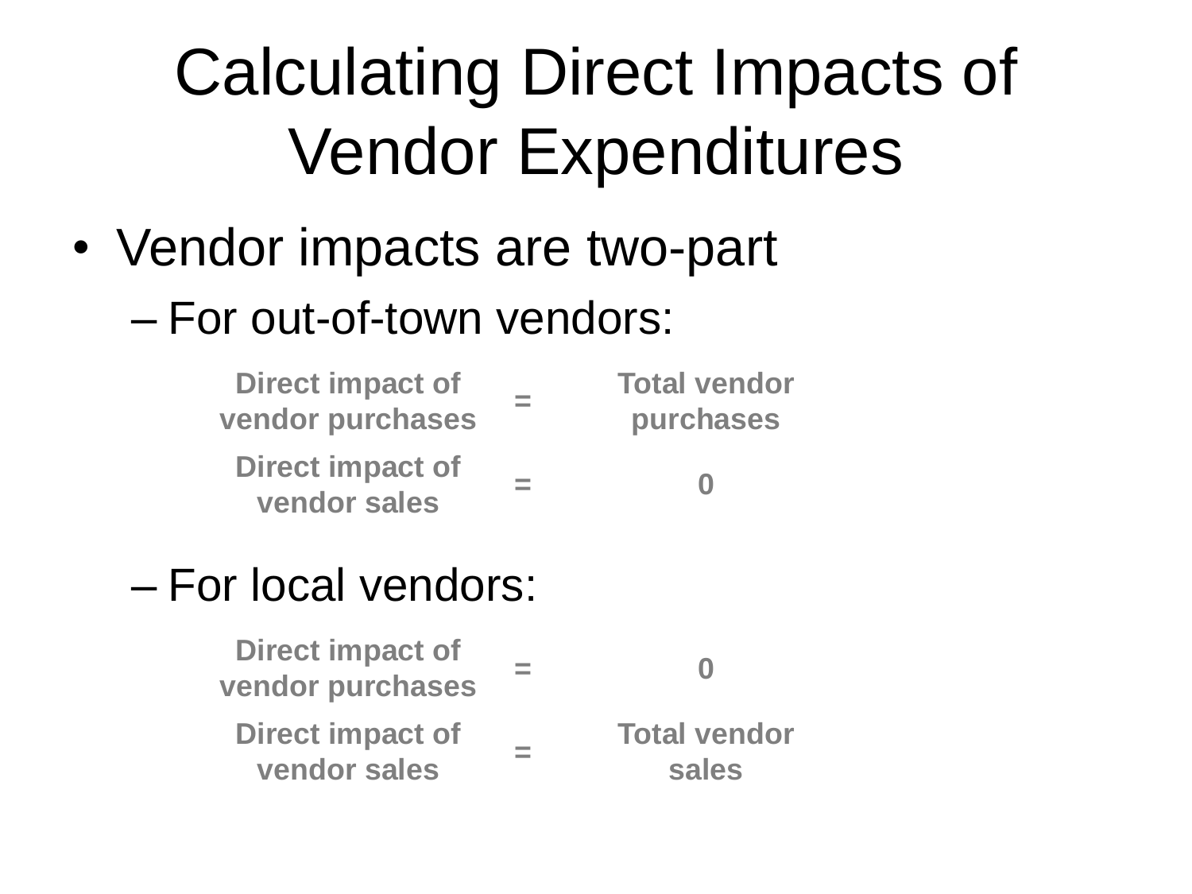# Calculating Direct Impacts of Vendor Expenditures

- Vendor impacts are two-part
  - For out-of-town vendors:

| Direct impact of vendor purchases | = | Total vendor purchases |
|---|---|---|
| Direct impact of vendor sales | = | 0 |

  - For local vendors:

| Direct impact of vendor purchases | = | 0 |
|---|---|---|
| Direct impact of vendor sales | = | Total vendor sales |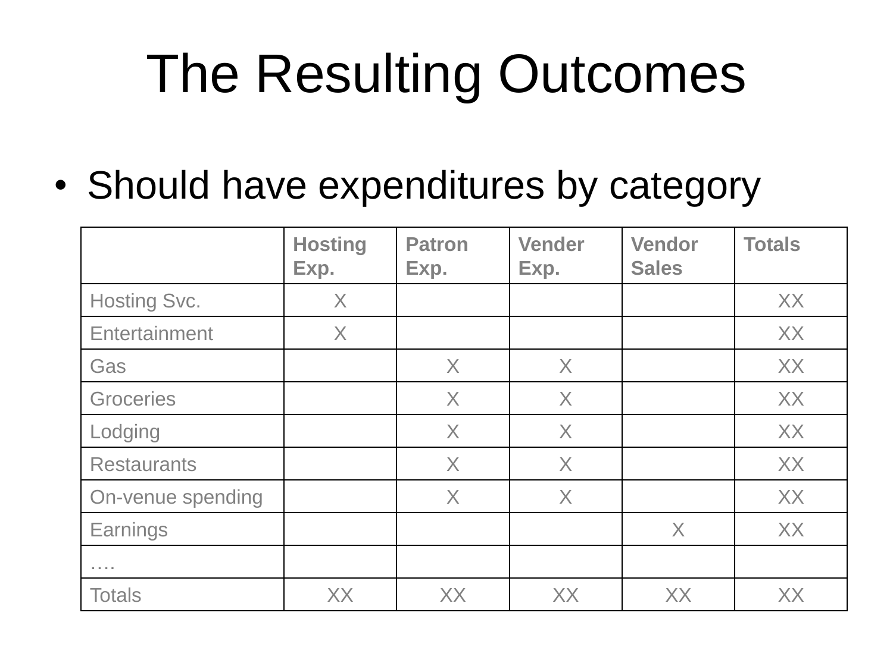# The Resulting Outcomes

- Should have expenditures by category

| | Hosting Exp. | Patron Exp. | Vender Exp. | Vendor Sales | Totals |
|---|---|---|---|---|---|
| Hosting Svc. | X | | | | XX |
| Entertainment | X | | | | XX |
| Gas | | X | X | | XX |
| Groceries | | X | X | | XX |
| Lodging | | X | X | | XX |
| Restaurants | | X | X | | XX |
| On-venue spending | | X | X | | XX |
| Earnings | | | | X | XX |
| …. | | | | | |
| Totals | XX | XX | XX | XX | XX |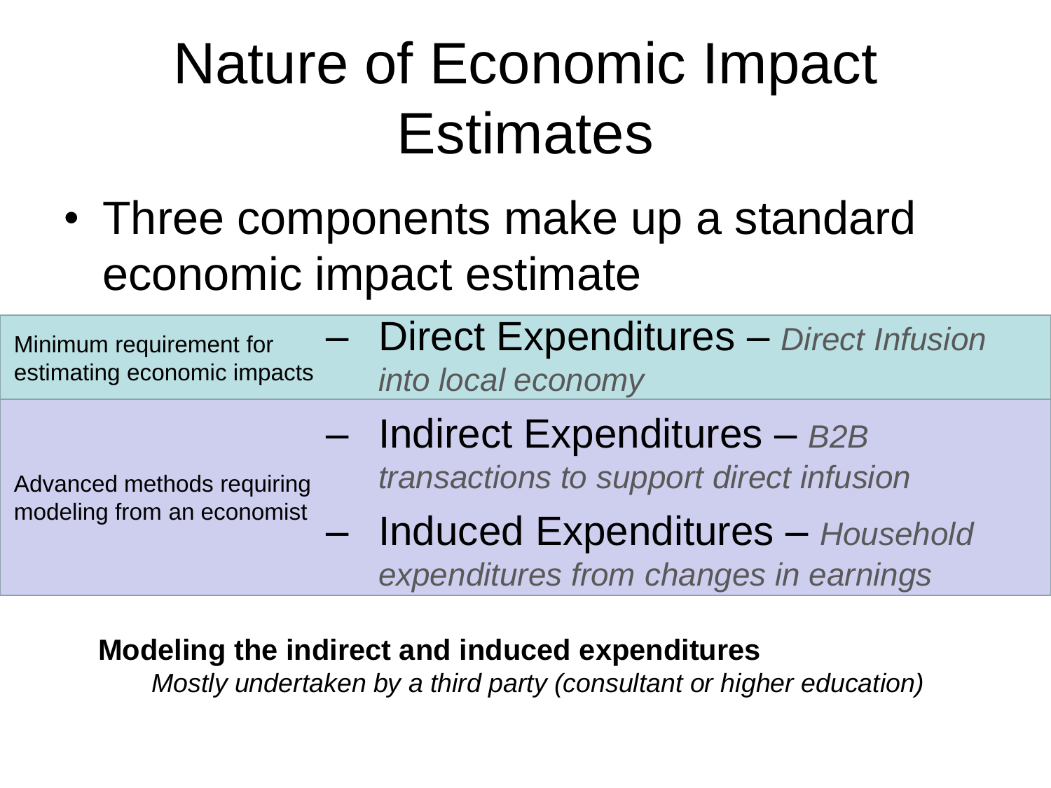# Nature of Economic Impact Estimates

- Three components make up a standard economic impact estimate

| | |
|---|---|
| Minimum requirement for estimating economic impacts | – Direct Expenditures – *Direct Infusion into local economy* |
| Advanced methods requiring modeling from an economist | – Indirect Expenditures – *B2B transactions to support direct infusion*<br>– Induced Expenditures – *Household expenditures from changes in earnings* |

**Modeling the indirect and induced expenditures**

*Mostly undertaken by a third party (consultant or higher education)*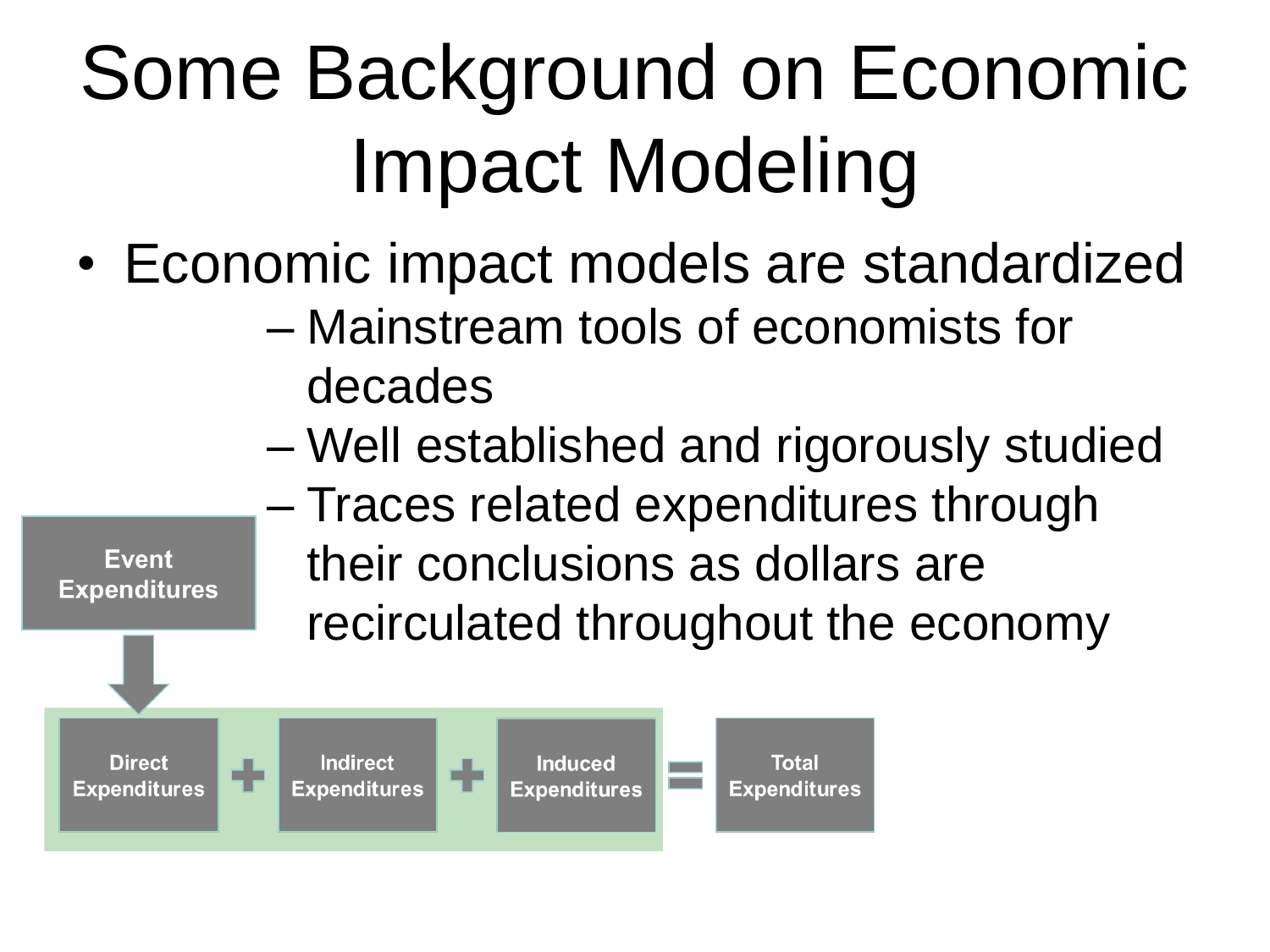# Some Background on Economic Impact Modeling

- Economic impact models are standardized
  - Mainstream tools of economists for decades
  - Well established and rigorously studied
  - Traces related expenditures through their conclusions as dollars are recirculated throughout the economy

Event Expenditures

Direct Expenditures + Indirect Expenditures + Induced Expenditures = Total Expenditures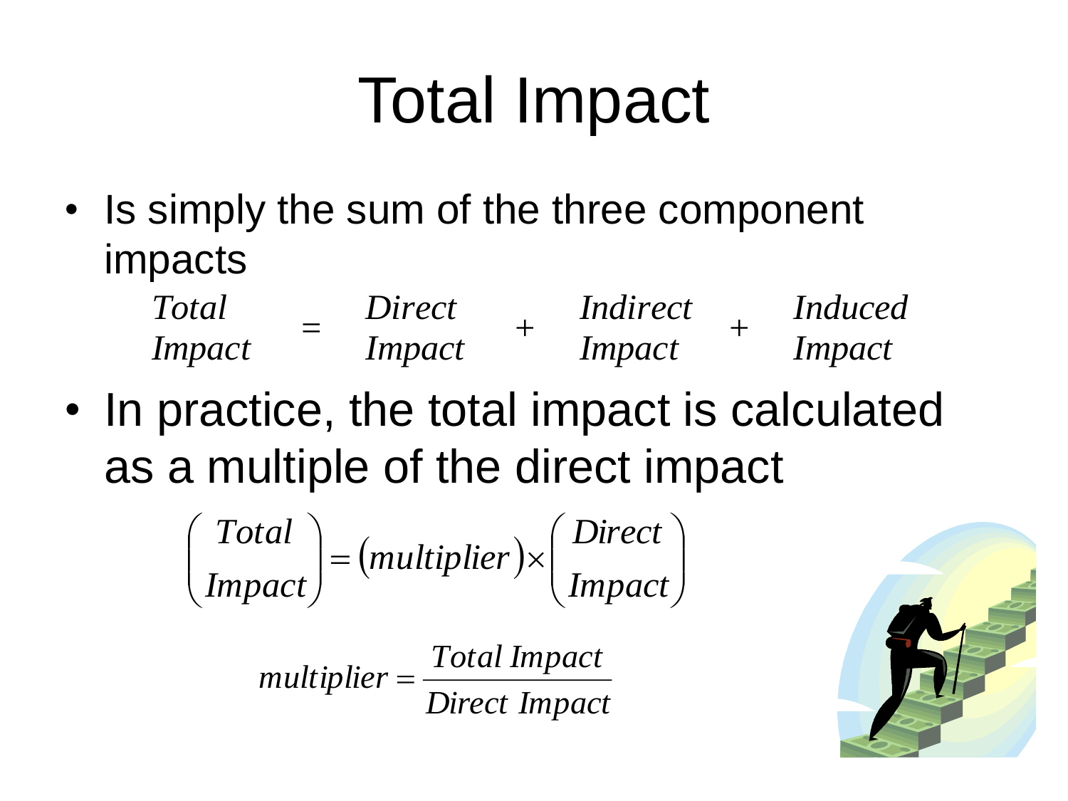# Total Impact

- Is simply the sum of the three component impacts

$$\begin{matrix} Total \\ Impact \end{matrix} = \begin{matrix} Direct \\ Impact \end{matrix} + \begin{matrix} Indirect \\ Impact \end{matrix} + \begin{matrix} Induced \\ Impact \end{matrix}$$

- In practice, the total impact is calculated as a multiple of the direct impact

$$\begin{pmatrix} Total \\ Impact \end{pmatrix} = (multiplier) \times \begin{pmatrix} Direct \\ Impact \end{pmatrix}$$

$$multiplier = \frac{Total\ Impact}{Direct\ Impact}$$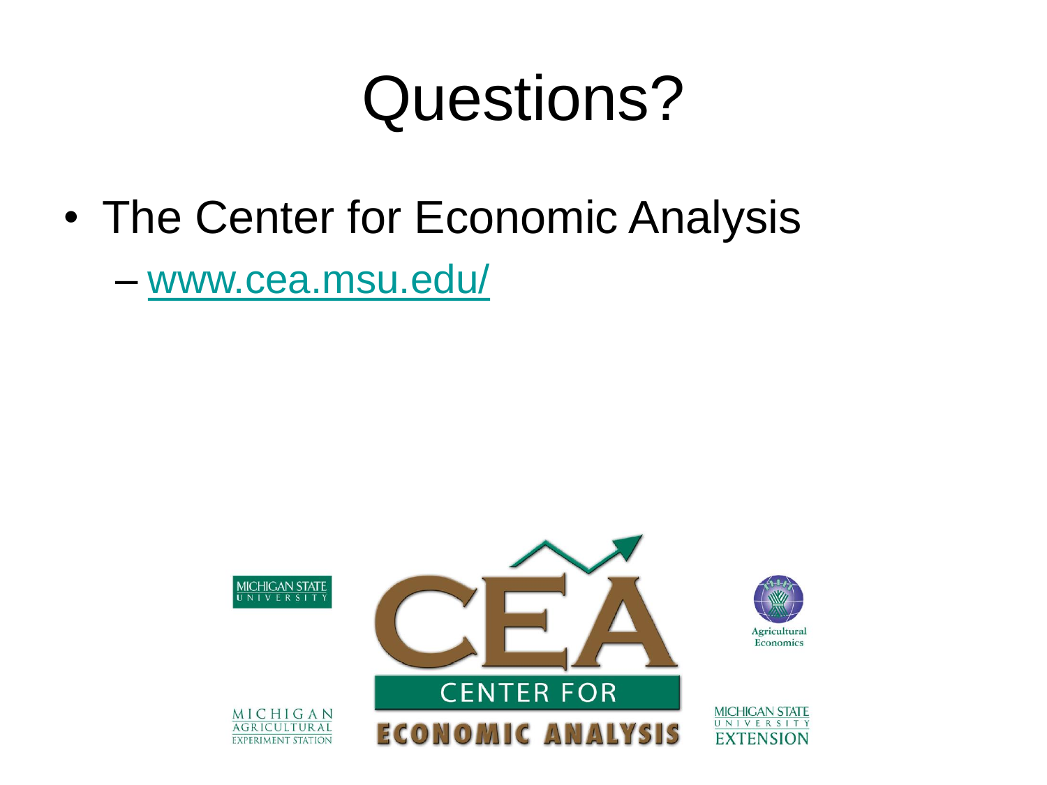# Questions?

- The Center for Economic Analysis
  - www.cea.msu.edu/